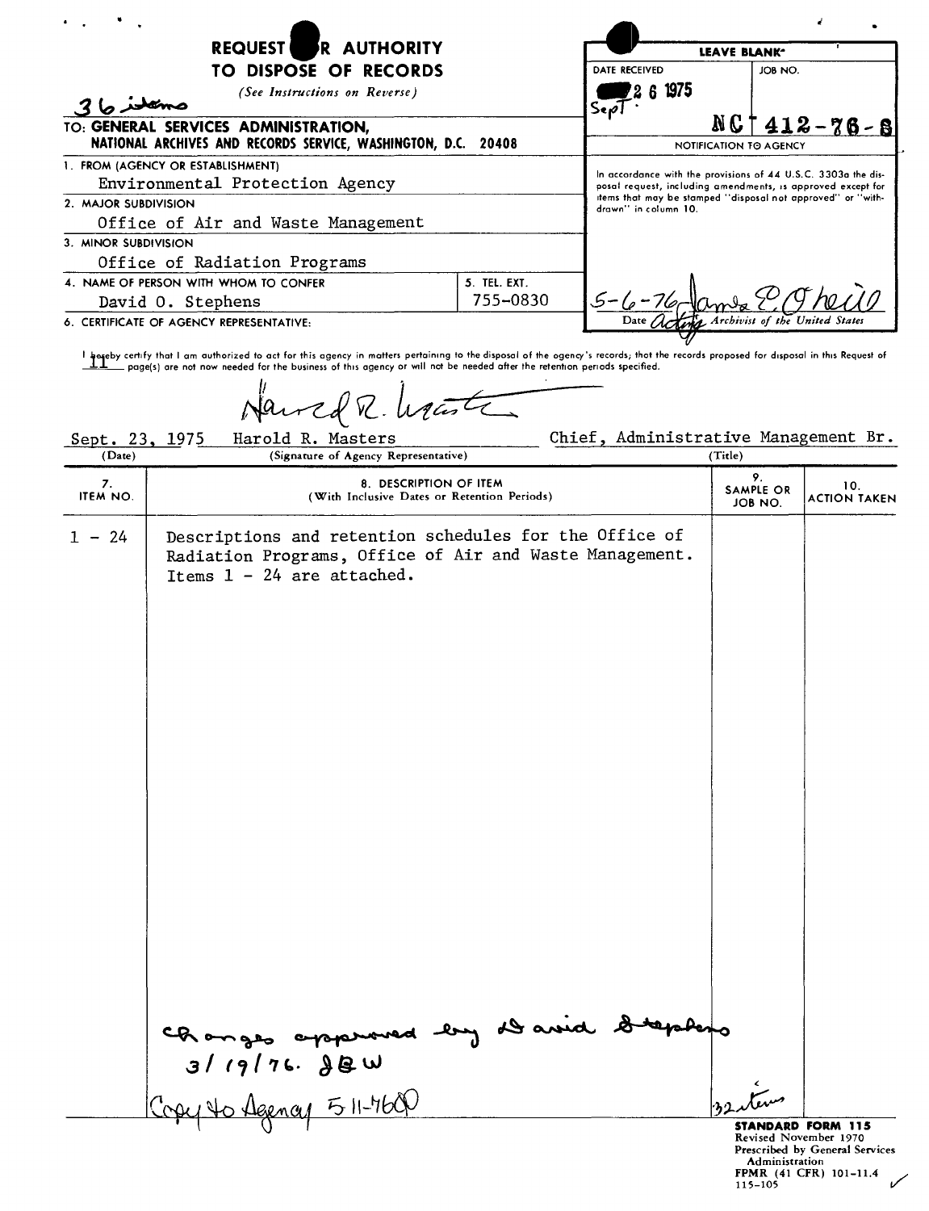# REQUEST FOR AUTHORITY TO DISPOSE OF RECORDS

*(See Instructions on Reverse)*

36 items

TO: **GENERAL SERVICES ADMINISTRATION, NATIONAL ARCHIVES AND RECORDS SERVICE, WASHINGTON, D.C. 20408**

| LEAVE BLANK | |
|---|---|
| DATE RECEIVED: Sept. 26 1975 | JOB NO.: NC 412-76-8 |

**NOTIFICATION TO AGENCY**

In accordance with the provisions of 44 U.S.C. 3303a the disposal request, including amendments, is approved except for items that may be stamped "disposal not approved" or "withdrawn" in column 10.

5-6-76 — James E. O'Neill, Date Acting Archivist of the United States

1. FROM (AGENCY OR ESTABLISHMENT): Environmental Protection Agency
2. MAJOR SUBDIVISION: Office of Air and Waste Management
3. MINOR SUBDIVISION: Office of Radiation Programs
4. NAME OF PERSON WITH WHOM TO CONFER: David O. Stephens
5. TEL. EXT.: 755-0830
6. CERTIFICATE OF AGENCY REPRESENTATIVE:

I hereby certify that I am authorized to act for this agency in matters pertaining to the disposal of the agency's records; that the records proposed for disposal in this Request of 11 page(s) are not now needed for the business of this agency or will not be needed after the retention periods specified.

| (Date) | (Signature of Agency Representative) | (Title) |
|---|---|---|
| Sept. 23, 1975 | Harold R. Masters | Chief, Administrative Management Br. |

| 7. ITEM NO. | 8. DESCRIPTION OF ITEM (With Inclusive Dates or Retention Periods) | 9. SAMPLE OR JOB NO. | 10. ACTION TAKEN |
|---|---|---|---|
| 1 - 24 | Descriptions and retention schedules for the Office of Radiation Programs, Office of Air and Waste Management. Items 1 - 24 are attached. | | |

Changes approved by David Stephens 3/19/76. JBW

Copy to Agency 5-11-76

32 items

**STANDARD FORM 115**
Revised November 1970
Prescribed by General Services Administration
FPMR (41 CFR) 101-11.4
115-105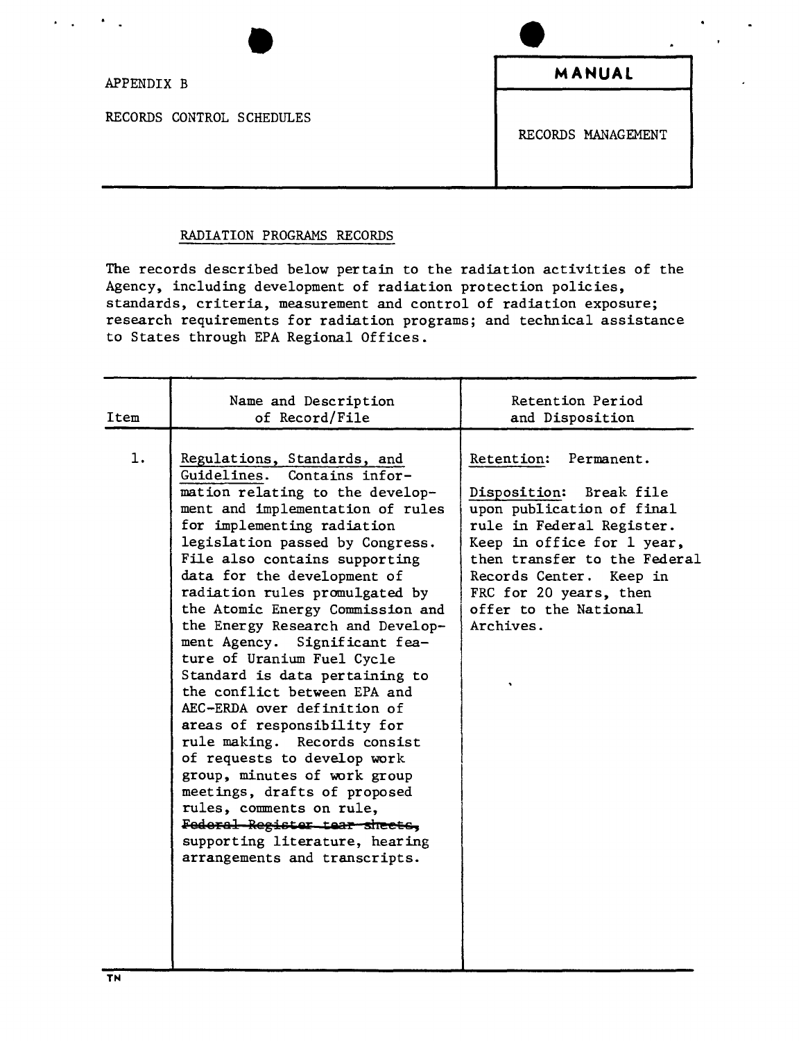APPENDIX B

RECORDS CONTROL SCHEDULES

**MANUAL**

RECORDS MANAGEMENT

## RADIATION PROGRAMS RECORDS

The records described below pertain to the radiation activities of the Agency, including development of radiation protection policies, standards, criteria, measurement and control of radiation exposure; research requirements for radiation programs; and technical assistance to States through EPA Regional Offices.

| Item | Name and Description of Record/File | Retention Period and Disposition |
|---|---|---|
| 1. | Regulations, Standards, and Guidelines. Contains information relating to the development and implementation of rules for implementing radiation legislation passed by Congress. File also contains supporting data for the development of radiation rules promulgated by the Atomic Energy Commission and the Energy Research and Development Agency. Significant feature of Uranium Fuel Cycle Standard is data pertaining to the conflict between EPA and AEC-ERDA over definition of areas of responsibility for rule making. Records consist of requests to develop work group, minutes of work group meetings, drafts of proposed rules, comments on rule, ~~Federal Register tear sheets,~~ supporting literature, hearing arrangements and transcripts. | Retention: Permanent.<br><br>Disposition: Break file upon publication of final rule in Federal Register. Keep in office for 1 year, then transfer to the Federal Records Center. Keep in FRC for 20 years, then offer to the National Archives. |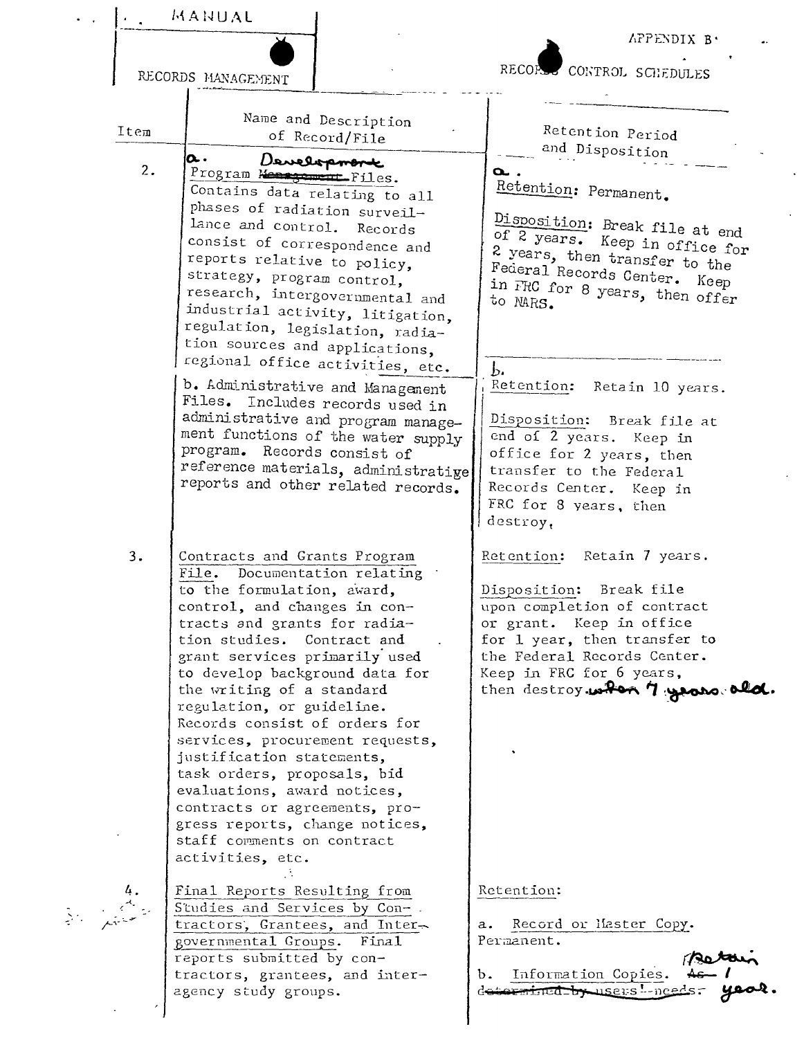| MANUAL | APPENDIX B |
|---|---|
| RECORDS MANAGEMENT | RECORDS CONTROL SCHEDULES |

| Item | Name and Description of Record/File | Retention Period and Disposition |
|---|---|---|
| 2. | a. Development Program ~~Management~~ Files. Contains data relating to all phases of radiation surveillance and control. Records consist of correspondence and reports relative to policy, strategy, program control, research, intergovernmental and industrial activity, litigation, regulation, legislation, radiation sources and applications, regional office activities, etc. | a. Retention: Permanent.<br><br>Disposition: Break file at end of 2 years. Keep in office for 2 years, then transfer to the Federal Records Center. Keep in FRC for 8 years, then offer to NARS. |
| | b. Administrative and Management Files. Includes records used in administrative and program management functions of the water supply program. Records consist of reference materials, administrative reports and other related records. | b. Retention: Retain 10 years.<br><br>Disposition: Break file at end of 2 years. Keep in office for 2 years, then transfer to the Federal Records Center. Keep in FRC for 8 years, then destroy. |
| 3. | Contracts and Grants Program File. Documentation relating to the formulation, award, control, and changes in contracts and grants for radiation studies. Contract and grant services primarily used to develop background data for the writing of a standard regulation, or guideline. Records consist of orders for services, procurement requests, justification statements, task orders, proposals, bid evaluations, award notices, contracts or agreements, progress reports, change notices, staff comments on contract activities, etc. | Retention: Retain 7 years.<br><br>Disposition: Break file upon completion of contract or grant. Keep in office for 1 year, then transfer to the Federal Records Center. Keep in FRC for 6 years, then destroy when 7 years old. |
| 4. | Final Reports Resulting from Studies and Services by Contractors, Grantees, and Intergovernmental Groups. Final reports submitted by contractors, grantees, and interagency study groups. | Retention:<br><br>a. Record or Master Copy. Permanent.<br><br>b. Information Copies. Retain ~~As determined by users' needs.~~ 1 year. |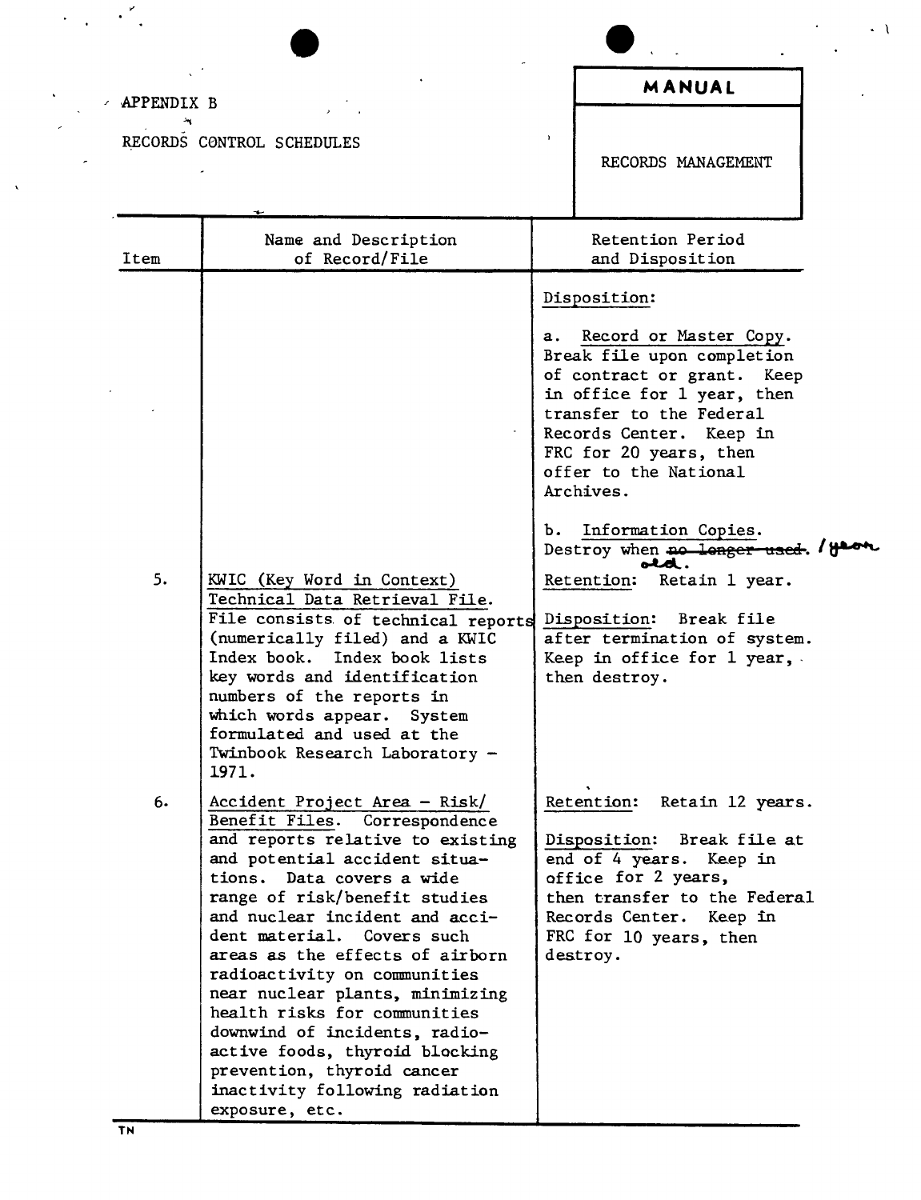APPENDIX B

RECORDS CONTROL SCHEDULES

**MANUAL**

RECORDS MANAGEMENT

| Item | Name and Description of Record/File | Retention Period and Disposition |
|---|---|---|
| | | Disposition:<br><br>a. Record or Master Copy. Break file upon completion of contract or grant. Keep in office for 1 year, then transfer to the Federal Records Center. Keep in FRC for 20 years, then offer to the National Archives.<br><br>b. Information Copies. Destroy when ~~no longer used~~. 1 year old. |
| 5. | KWIC (Key Word in Context) Technical Data Retrieval File. File consists of technical reports (numerically filed) and a KWIC Index book. Index book lists key words and identification numbers of the reports in which words appear. System formulated and used at the Twinbook Research Laboratory - 1971. | Retention: Retain 1 year.<br><br>Disposition: Break file after termination of system. Keep in office for 1 year, then destroy. |
| 6. | Accident Project Area - Risk/Benefit Files. Correspondence and reports relative to existing and potential accident situations. Data covers a wide range of risk/benefit studies and nuclear incident and accident material. Covers such areas as the effects of airborn radioactivity on communities near nuclear plants, minimizing health risks for communities downwind of incidents, radioactive foods, thyroid blocking prevention, thyroid cancer inactivity following radiation exposure, etc. | Retention: Retain 12 years.<br><br>Disposition: Break file at end of 4 years. Keep in office for 2 years, then transfer to the Federal Records Center. Keep in FRC for 10 years, then destroy. |

TN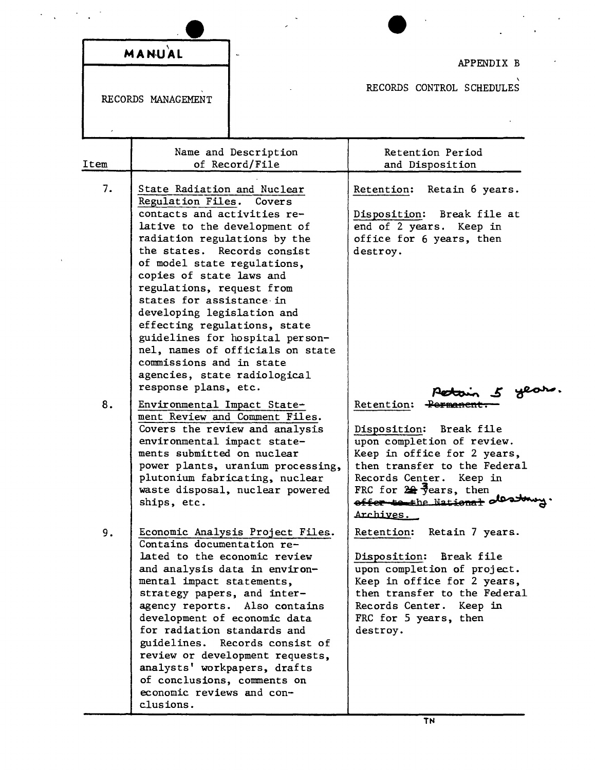| MANUAL | | APPENDIX B |
|---|---|---|
| RECORDS MANAGEMENT | | RECORDS CONTROL SCHEDULES |

| Item | Name and Description of Record/File | Retention Period and Disposition |
|---|---|---|
| 7. | State Radiation and Nuclear Regulation Files. Covers contacts and activities relative to the development of radiation regulations by the the states. Records consist of model state regulations, copies of state laws and regulations, request from states for assistance in developing legislation and effecting regulations, state guidelines for hospital personnel, names of officials on state commissions and in state agencies, state radiological response plans, etc. | Retention: Retain 6 years.<br><br>Disposition: Break file at end of 2 years. Keep in office for 6 years, then destroy. |
| 8. | Environmental Impact Statement Review and Comment Files. Covers the review and analysis environmental impact statements submitted on nuclear power plants, uranium processing, plutonium fabricating, nuclear waste disposal, nuclear powered ships, etc. | Retention: ~~Permanent.~~ Retain 5 years.<br><br>Disposition: Break file upon completion of review. Keep in office for 2 years, then transfer to the Federal Records Center. Keep in FRC for ~~20~~ 3 years, then ~~offer to the National Archives.~~ destroy. |
| 9. | Economic Analysis Project Files. Contains documentation related to the economic review and analysis data in environmental impact statements, strategy papers, and interagency reports. Also contains development of economic data for radiation standards and guidelines. Records consist of review or development requests, analysts' workpapers, drafts of conclusions, comments on economic reviews and conclusions. | Retention: Retain 7 years.<br><br>Disposition: Break file upon completion of project. Keep in office for 2 years, then transfer to the Federal Records Center. Keep in FRC for 5 years, then destroy. |

TN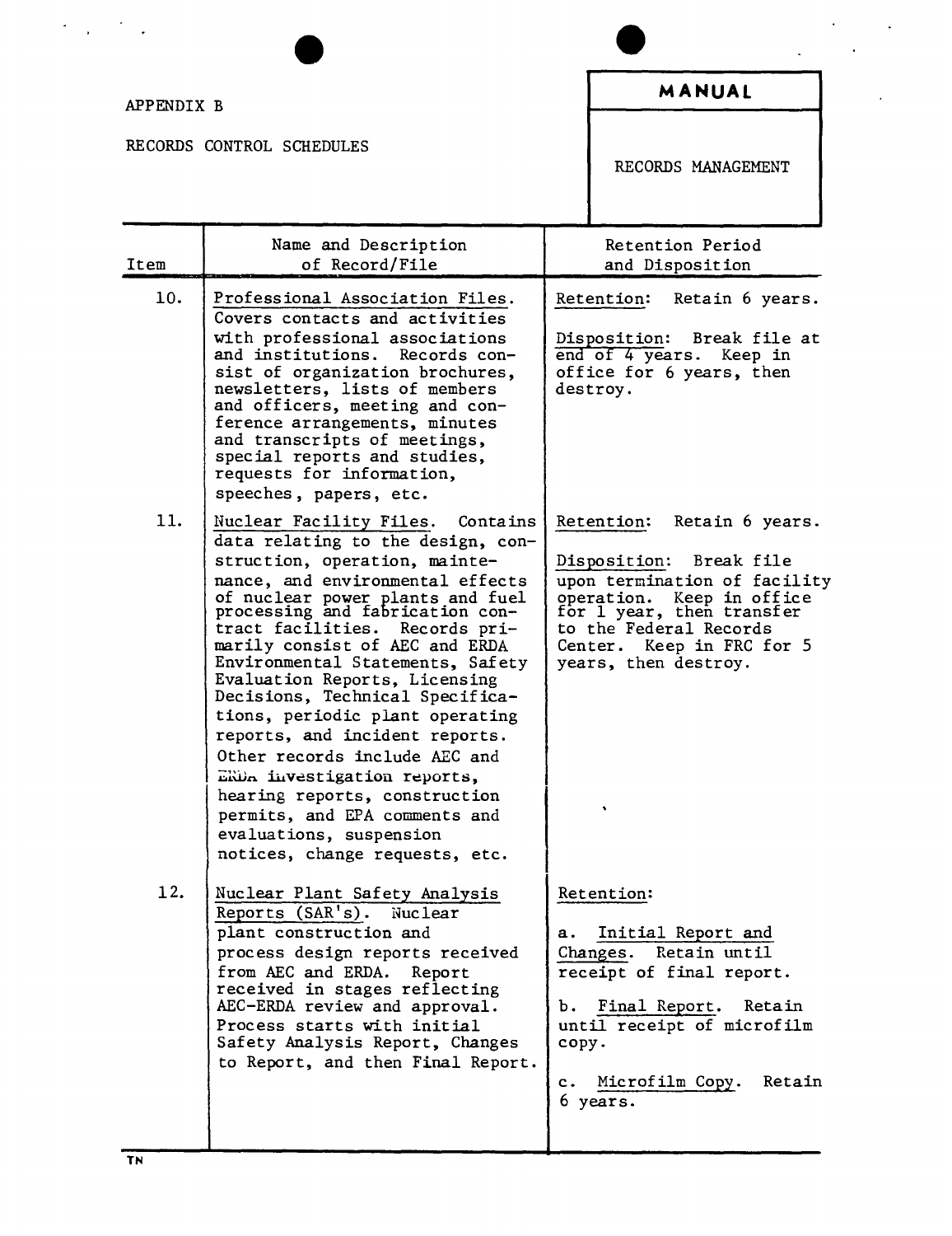APPENDIX B

RECORDS CONTROL SCHEDULES

**MANUAL**

RECORDS MANAGEMENT

| Item | Name and Description of Record/File | Retention Period and Disposition |
| --- | --- | --- |
| 10. | Professional Association Files. Covers contacts and activities with professional associations and institutions. Records consist of organization brochures, newsletters, lists of members and officers, meeting and conference arrangements, minutes and transcripts of meetings, special reports and studies, requests for information, speeches, papers, etc. | Retention: Retain 6 years.<br><br>Disposition: Break file at end of 4 years. Keep in office for 6 years, then destroy. |
| 11. | Nuclear Facility Files. Contains data relating to the design, construction, operation, maintenance, and environmental effects of nuclear power plants and fuel processing and fabrication contract facilities. Records primarily consist of AEC and ERDA Environmental Statements, Safety Evaluation Reports, Licensing Decisions, Technical Specifications, periodic plant operating reports, and incident reports. Other records include AEC and ERDA investigation reports, hearing reports, construction permits, and EPA comments and evaluations, suspension notices, change requests, etc. | Retention: Retain 6 years.<br><br>Disposition: Break file upon termination of facility operation. Keep in office for 1 year, then transfer to the Federal Records Center. Keep in FRC for 5 years, then destroy. |
| 12. | Nuclear Plant Safety Analysis Reports (SAR's). Nuclear plant construction and process design reports received from AEC and ERDA. Report received in stages reflecting AEC-ERDA review and approval. Process starts with initial Safety Analysis Report, Changes to Report, and then Final Report. | Retention:<br><br>a. Initial Report and Changes. Retain until receipt of final report.<br><br>b. Final Report. Retain until receipt of microfilm copy.<br><br>c. Microfilm Copy. Retain 6 years. |

TN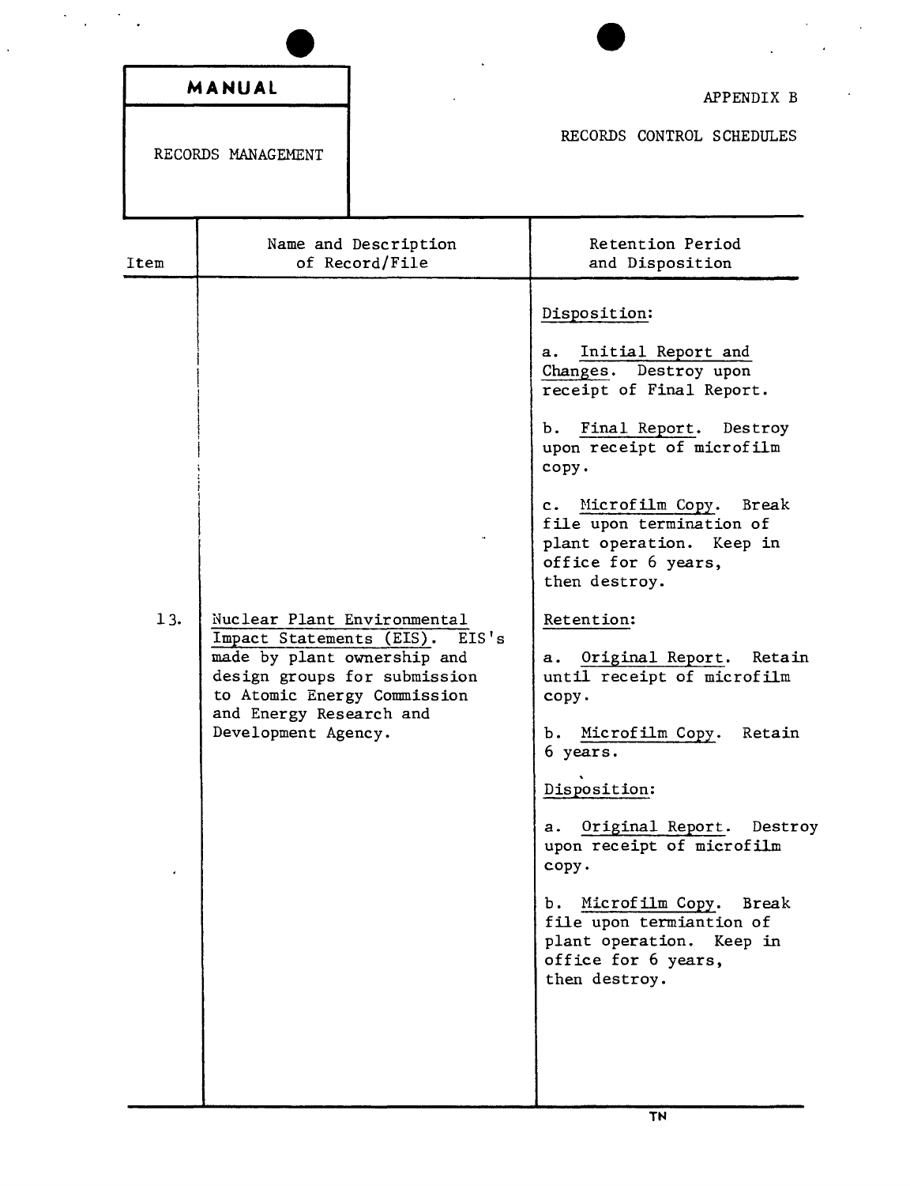MANUAL

RECORDS MANAGEMENT

APPENDIX B

RECORDS CONTROL SCHEDULES

| Item | Name and Description of Record/File | Retention Period and Disposition |
|---|---|---|
| | | Disposition:<br><br>a. Initial Report and Changes. Destroy upon receipt of Final Report.<br><br>b. Final Report. Destroy upon receipt of microfilm copy.<br><br>c. Microfilm Copy. Break file upon termination of plant operation. Keep in office for 6 years, then destroy. |
| 13. | Nuclear Plant Environmental Impact Statements (EIS). EIS's made by plant ownership and design groups for submission to Atomic Energy Commission and Energy Research and Development Agency. | Retention:<br><br>a. Original Report. Retain until receipt of microfilm copy.<br><br>b. Microfilm Copy. Retain 6 years.<br><br>Disposition:<br><br>a. Original Report. Destroy upon receipt of microfilm copy.<br><br>b. Microfilm Copy. Break file upon termiantion of plant operation. Keep in office for 6 years, then destroy. |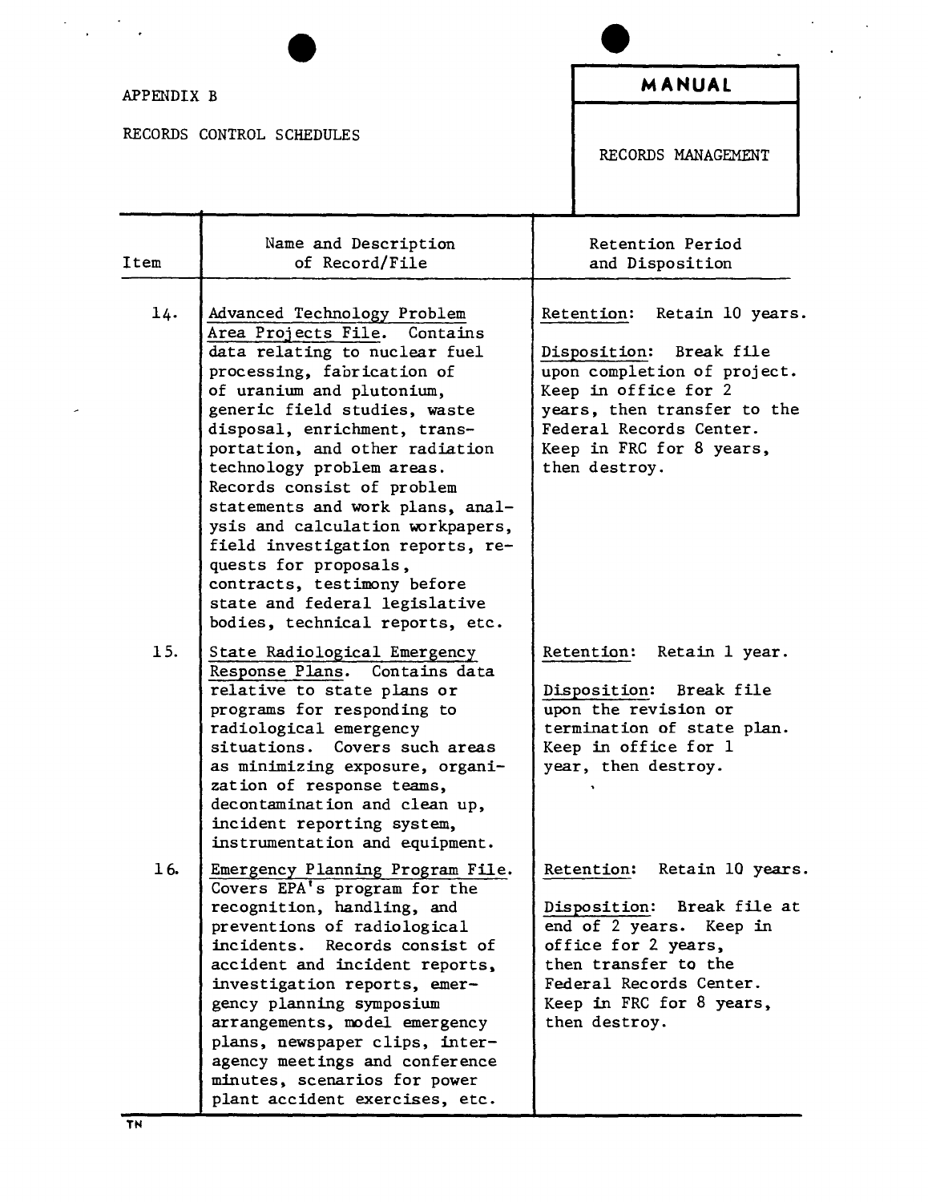APPENDIX B

RECORDS CONTROL SCHEDULES

**MANUAL**

RECORDS MANAGEMENT

| Item | Name and Description of Record/File | Retention Period and Disposition |
|---|---|---|
| 14. | Advanced Technology Problem Area Projects File. Contains data relating to nuclear fuel processing, fabrication of of uranium and plutonium, generic field studies, waste disposal, enrichment, transportation, and other radiation technology problem areas. Records consist of problem statements and work plans, analysis and calculation workpapers, field investigation reports, requests for proposals, contracts, testimony before state and federal legislative bodies, technical reports, etc. | Retention: Retain 10 years.<br><br>Disposition: Break file upon completion of project. Keep in office for 2 years, then transfer to the Federal Records Center. Keep in FRC for 8 years, then destroy. |
| 15. | State Radiological Emergency Response Plans. Contains data relative to state plans or programs for responding to radiological emergency situations. Covers such areas as minimizing exposure, organization of response teams, decontamination and clean up, incident reporting system, instrumentation and equipment. | Retention: Retain 1 year.<br><br>Disposition: Break file upon the revision or termination of state plan. Keep in office for 1 year, then destroy. |
| 16. | Emergency Planning Program File. Covers EPA's program for the recognition, handling, and preventions of radiological incidents. Records consist of accident and incident reports, investigation reports, emergency planning symposium arrangements, model emergency plans, newspaper clips, interagency meetings and conference minutes, scenarios for power plant accident exercises, etc. | Retention: Retain 10 years.<br><br>Disposition: Break file at end of 2 years. Keep in office for 2 years, then transfer to the Federal Records Center. Keep in FRC for 8 years, then destroy. |

TN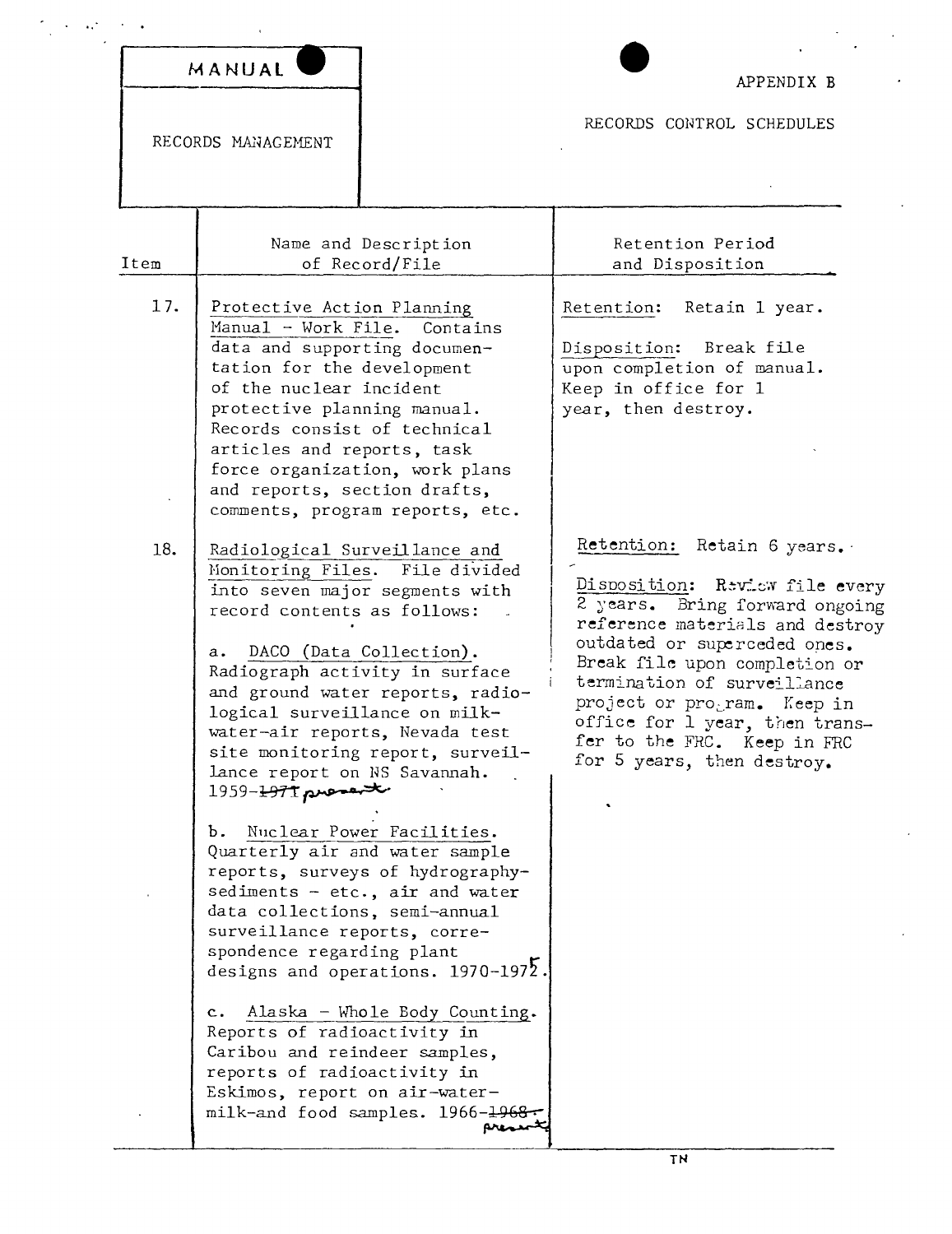| MANUAL | APPENDIX B |
| --- | --- |
| RECORDS MANAGEMENT | RECORDS CONTROL SCHEDULES |

| Item | Name and Description of Record/File | Retention Period and Disposition |
| --- | --- | --- |
| 17. | Protective Action Planning Manual - Work File. Contains data and supporting documentation for the development of the nuclear incident protective planning manual. Records consist of technical articles and reports, task force organization, work plans and reports, section drafts, comments, program reports, etc. | Retention: Retain 1 year.<br><br>Disposition: Break file upon completion of manual. Keep in office for 1 year, then destroy. |
| 18. | Radiological Surveillance and Monitoring Files. File divided into seven major segments with record contents as follows:<br><br>a. DACO (Data Collection). Radiograph activity in surface and ground water reports, radiological surveillance on milk-water-air reports, Nevada test site monitoring report, surveillance report on NS Savannah. 1959-~~1971~~ present<br><br>b. Nuclear Power Facilities. Quarterly air and water sample reports, surveys of hydrography-sediments - etc., air and water data collections, semi-annual surveillance reports, correspondence regarding plant designs and operations. 1970-1975.<br><br>c. Alaska - Whole Body Counting. Reports of radioactivity in Caribou and reindeer samples, reports of radioactivity in Eskimos, report on air-water-milk-and food samples. 1966-~~1968~~ present | Retention: Retain 6 years.<br><br>Disposition: Review file every 2 years. Bring forward ongoing reference materials and destroy outdated or superceded ones. Break file upon completion or termination of surveillance project or program. Keep in office for 1 year, then transfer to the FRC. Keep in FRC for 5 years, then destroy. |

TN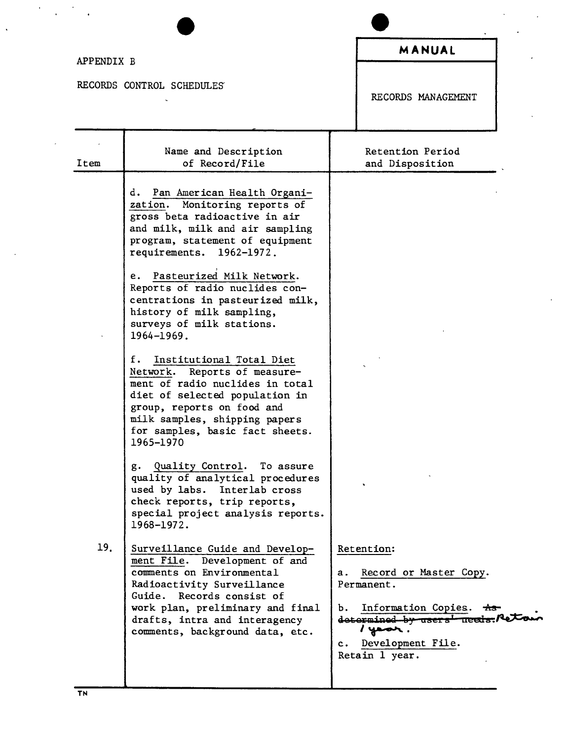APPENDIX B

RECORDS CONTROL SCHEDULES

**MANUAL**

RECORDS MANAGEMENT

| Item | Name and Description of Record/File | Retention Period and Disposition |
|---|---|---|
| | d. Pan American Health Organization. Monitoring reports of gross beta radioactive in air and milk, milk and air sampling program, statement of equipment requirements. 1962-1972. | |
| | e. Pasteurized Milk Network. Reports of radio nuclides concentrations in pasteurized milk, history of milk sampling, surveys of milk stations. 1964-1969. | |
| | f. Institutional Total Diet Network. Reports of measurement of radio nuclides in total diet of selected population in group, reports on food and milk samples, shipping papers for samples, basic fact sheets. 1965-1970 | |
| | g. Quality Control. To assure quality of analytical procedures used by labs. Interlab cross check reports, trip reports, special project analysis reports. 1968-1972. | |
| 19. | Surveillance Guide and Development File. Development of and comments on Environmental Radioactivity Surveillance Guide. Records consist of work plan, preliminary and final drafts, intra and interagency comments, background data, etc. | Retention: <br><br> a. Record or Master Copy. Permanent. <br><br> b. Information Copies. ~~As determined by users' needs.~~ Retain 1 year. <br><br> c. Development File. Retain 1 year. |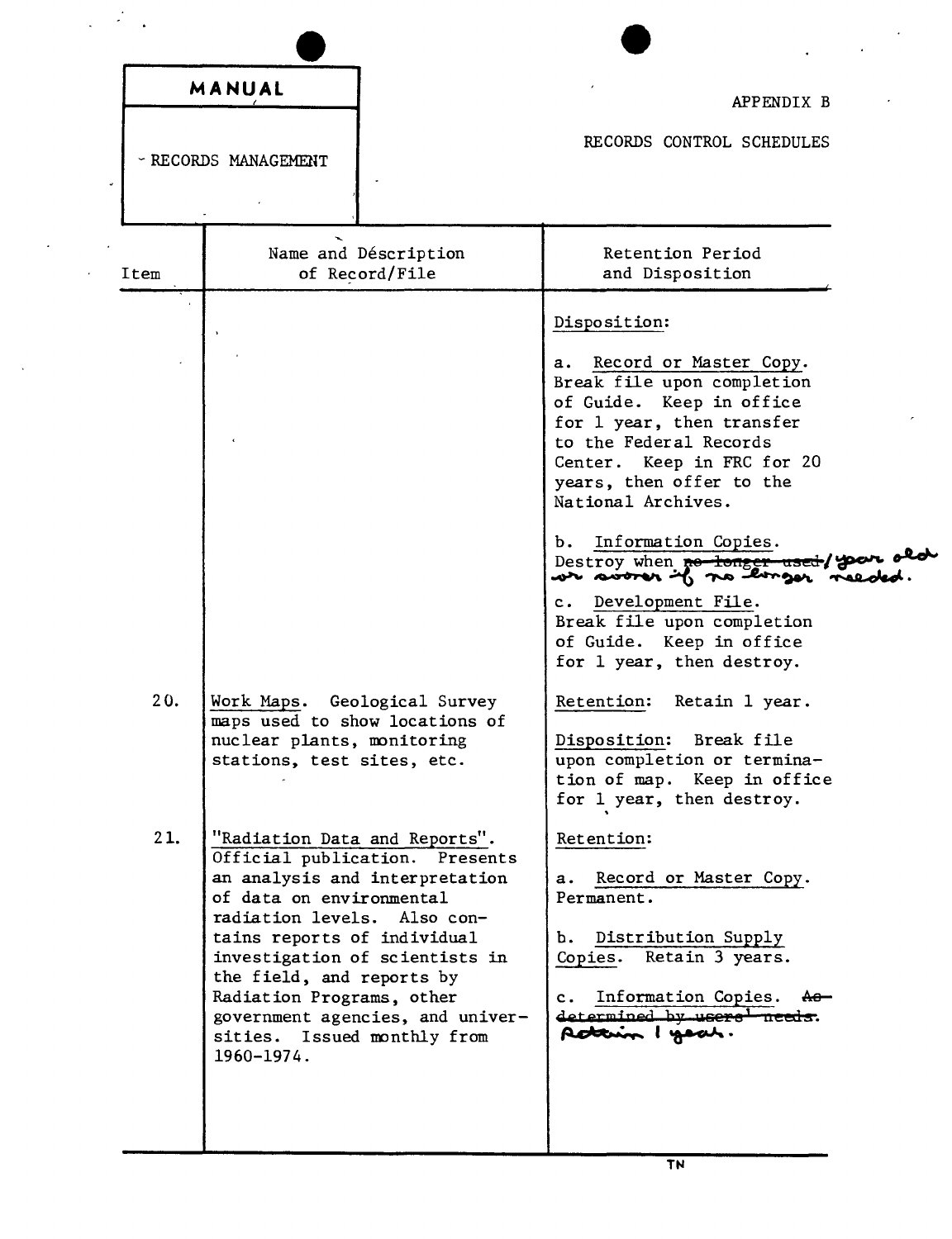**MANUAL**

RECORDS MANAGEMENT

APPENDIX B

RECORDS CONTROL SCHEDULES

| Item | Name and Description of Record/File | Retention Period and Disposition |
|---|---|---|
| | | Disposition:<br><br>a. Record or Master Copy. Break file upon completion of Guide. Keep in office for 1 year, then transfer to the Federal Records Center. Keep in FRC for 20 years, then offer to the National Archives.<br><br>b. Information Copies. Destroy when ~~no longer used~~/ year old or sooner if no longer needed.<br><br>c. Development File. Break file upon completion of Guide. Keep in office for 1 year, then destroy. |
| 20. | Work Maps. Geological Survey maps used to show locations of nuclear plants, monitoring stations, test sites, etc. | Retention: Retain 1 year.<br><br>Disposition: Break file upon completion or termination of map. Keep in office for 1 year, then destroy. |
| 21. | "Radiation Data and Reports". Official publication. Presents an analysis and interpretation of data on environmental radiation levels. Also contains reports of individual investigation of scientists in the field, and reports by Radiation Programs, other government agencies, and universities. Issued monthly from 1960-1974. | Retention:<br><br>a. Record or Master Copy. Permanent.<br><br>b. Distribution Supply Copies. Retain 3 years.<br><br>c. Information Copies. ~~As determined by users' needs.~~ Retain 1 year. |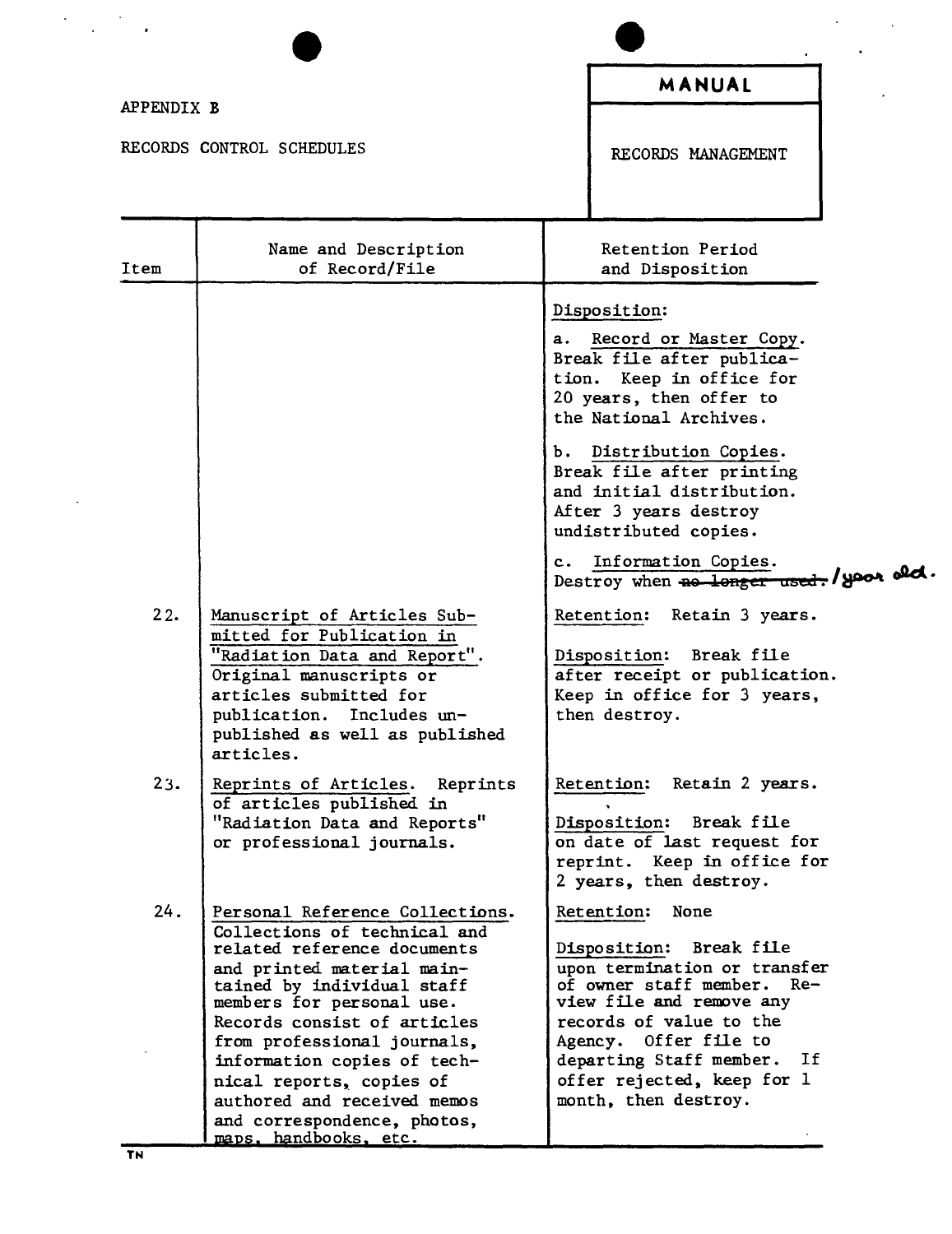APPENDIX B

RECORDS CONTROL SCHEDULES

**MANUAL**

RECORDS MANAGEMENT

| Item | Name and Description of Record/File | Retention Period and Disposition |
|---|---|---|
| | | Disposition:<br><br>a. Record or Master Copy. Break file after publication. Keep in office for 20 years, then offer to the National Archives.<br><br>b. Distribution Copies. Break file after printing and initial distribution. After 3 years destroy undistributed copies.<br><br>c. Information Copies. Destroy when ~~no longer used.~~ 1 year old. |
| 22. | Manuscript of Articles Submitted for Publication in "Radiation Data and Report". Original manuscripts or articles submitted for publication. Includes unpublished as well as published articles. | Retention: Retain 3 years.<br><br>Disposition: Break file after receipt or publication. Keep in office for 3 years, then destroy. |
| 23. | Reprints of Articles. Reprints of articles published in "Radiation Data and Reports" or professional journals. | Retention: Retain 2 years.<br><br>Disposition: Break file on date of last request for reprint. Keep in office for 2 years, then destroy. |
| 24. | Personal Reference Collections. Collections of technical and related reference documents and printed material maintained by individual staff members for personal use. Records consist of articles from professional journals, information copies of technical reports, copies of authored and received memos and correspondence, photos, maps, handbooks, etc. | Retention: None<br><br>Disposition: Break file upon termination or transfer of owner staff member. Review file and remove any records of value to the Agency. Offer file to departing Staff member. If offer rejected, keep for 1 month, then destroy. |

TN